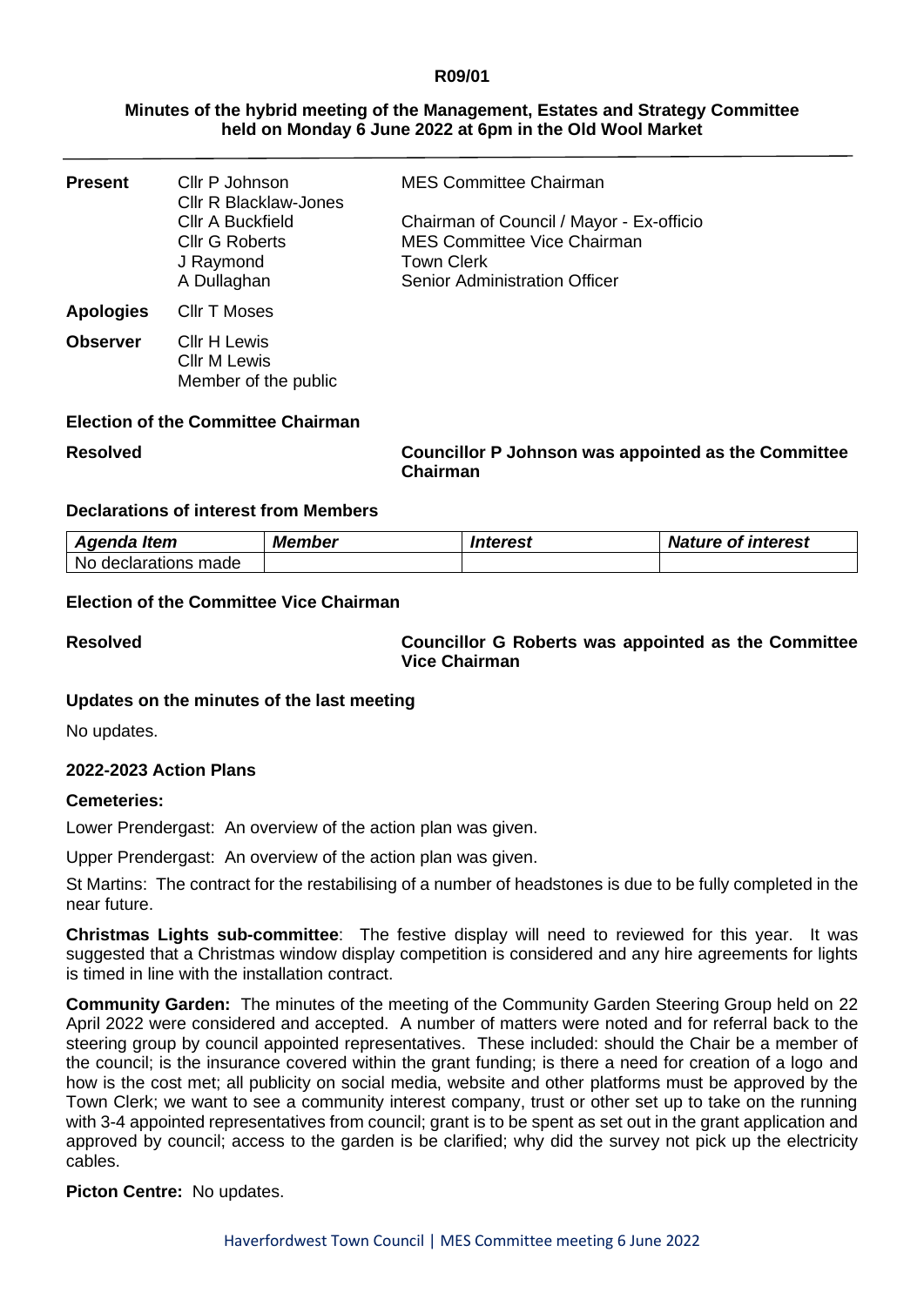**R09/01**

## Minutes of the hybrid meeting of the Management, Estates and Strategy Committee held on Monday 6 June 2022 at 6pm in the Old Wool Market

| | | |
|---|---|---|
| **Present** | Cllr P Johnson | MES Committee Chairman |
| | Cllr R Blacklaw-Jones | |
| | Cllr A Buckfield | Chairman of Council / Mayor - Ex-officio |
| | Cllr G Roberts | MES Committee Vice Chairman |
| | J Raymond | Town Clerk |
| | A Dullaghan | Senior Administration Officer |
| **Apologies** | Cllr T Moses | |
| **Observer** | Cllr H Lewis | |
| | Cllr M Lewis | |
| | Member of the public | |

### Election of the Committee Chairman

**Resolved** — **Councillor P Johnson was appointed as the Committee Chairman**

### Declarations of interest from Members

| *Agenda Item* | *Member* | *Interest* | *Nature of interest* |
|---|---|---|---|
| No declarations made | | | |

### Election of the Committee Vice Chairman

**Resolved** — **Councillor G Roberts was appointed as the Committee Vice Chairman**

### Updates on the minutes of the last meeting

No updates.

### 2022-2023 Action Plans

#### Cemeteries:

Lower Prendergast: An overview of the action plan was given.

Upper Prendergast: An overview of the action plan was given.

St Martins: The contract for the restabilising of a number of headstones is due to be fully completed in the near future.

**Christmas Lights sub-committee**: The festive display will need to reviewed for this year. It was suggested that a Christmas window display competition is considered and any hire agreements for lights is timed in line with the installation contract.

**Community Garden:** The minutes of the meeting of the Community Garden Steering Group held on 22 April 2022 were considered and accepted. A number of matters were noted and for referral back to the steering group by council appointed representatives. These included: should the Chair be a member of the council; is the insurance covered within the grant funding; is there a need for creation of a logo and how is the cost met; all publicity on social media, website and other platforms must be approved by the Town Clerk; we want to see a community interest company, trust or other set up to take on the running with 3-4 appointed representatives from council; grant is to be spent as set out in the grant application and approved by council; access to the garden is be clarified; why did the survey not pick up the electricity cables.

**Picton Centre:** No updates.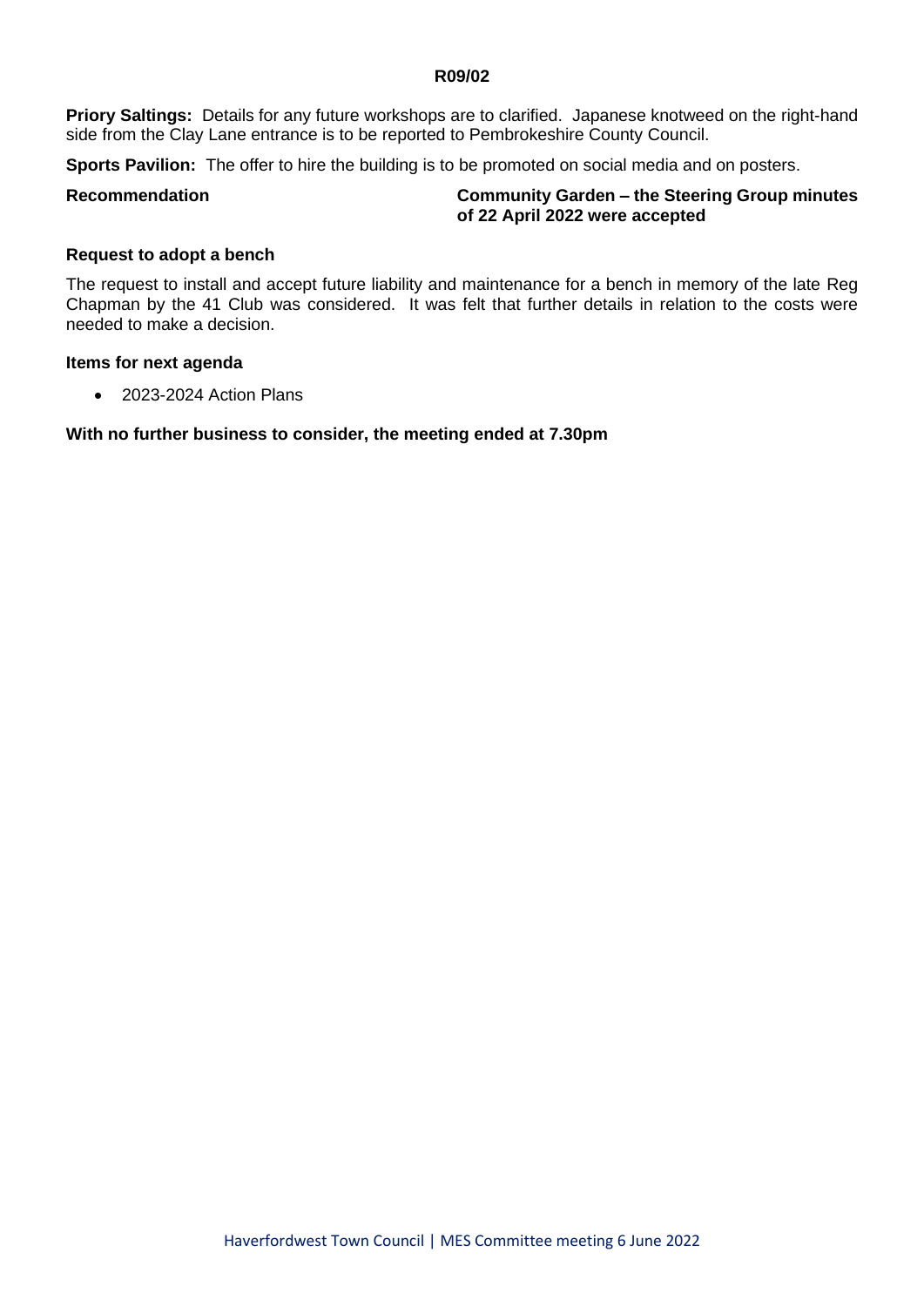**R09/02**

**Priory Saltings:** Details for any future workshops are to clarified. Japanese knotweed on the right-hand side from the Clay Lane entrance is to be reported to Pembrokeshire County Council.

**Sports Pavilion:** The offer to hire the building is to be promoted on social media and on posters.

**Recommendation** **Community Garden – the Steering Group minutes of 22 April 2022 were accepted**

**Request to adopt a bench**

The request to install and accept future liability and maintenance for a bench in memory of the late Reg Chapman by the 41 Club was considered. It was felt that further details in relation to the costs were needed to make a decision.

**Items for next agenda**

- 2023-2024 Action Plans

**With no further business to consider, the meeting ended at 7.30pm**